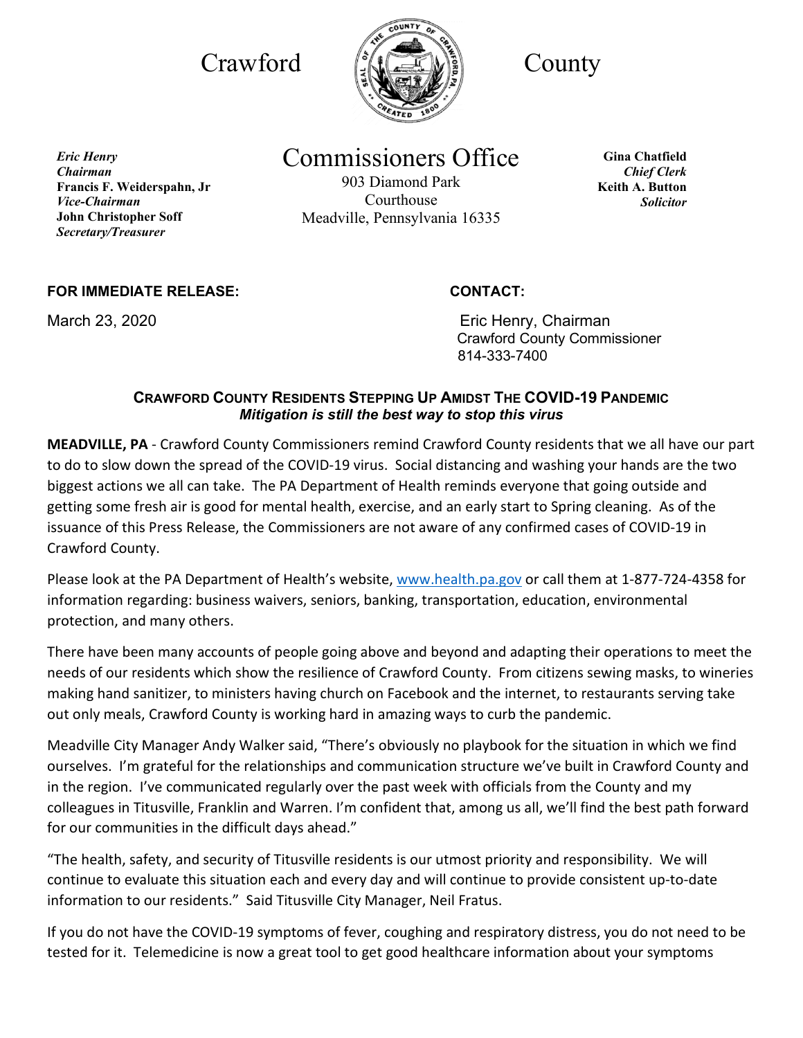Crawford County

# Commissioners Office

903 Diamond Park
Courthouse
Meadville, Pennsylvania 16335

***Eric Henry***
***Chairman***
**Francis F. Weiderspahn, Jr**
***Vice-Chairman***
**John Christopher Soff**
***Secretary/Treasurer***

**Gina Chatfield**
***Chief Clerk***
**Keith A. Button**
***Solicitor***

**FOR IMMEDIATE RELEASE:**

March 23, 2020

**CONTACT:**

Eric Henry, Chairman
Crawford County Commissioner
814-333-7400

## CRAWFORD COUNTY RESIDENTS STEPPING UP AMIDST THE COVID-19 PANDEMIC

***Mitigation is still the best way to stop this virus***

**MEADVILLE, PA** - Crawford County Commissioners remind Crawford County residents that we all have our part to do to slow down the spread of the COVID-19 virus. Social distancing and washing your hands are the two biggest actions we all can take. The PA Department of Health reminds everyone that going outside and getting some fresh air is good for mental health, exercise, and an early start to Spring cleaning. As of the issuance of this Press Release, the Commissioners are not aware of any confirmed cases of COVID-19 in Crawford County.

Please look at the PA Department of Health's website, www.health.pa.gov or call them at 1-877-724-4358 for information regarding: business waivers, seniors, banking, transportation, education, environmental protection, and many others.

There have been many accounts of people going above and beyond and adapting their operations to meet the needs of our residents which show the resilience of Crawford County. From citizens sewing masks, to wineries making hand sanitizer, to ministers having church on Facebook and the internet, to restaurants serving take out only meals, Crawford County is working hard in amazing ways to curb the pandemic.

Meadville City Manager Andy Walker said, "There's obviously no playbook for the situation in which we find ourselves. I'm grateful for the relationships and communication structure we've built in Crawford County and in the region. I've communicated regularly over the past week with officials from the County and my colleagues in Titusville, Franklin and Warren. I'm confident that, among us all, we'll find the best path forward for our communities in the difficult days ahead."

"The health, safety, and security of Titusville residents is our utmost priority and responsibility. We will continue to evaluate this situation each and every day and will continue to provide consistent up-to-date information to our residents." Said Titusville City Manager, Neil Fratus.

If you do not have the COVID-19 symptoms of fever, coughing and respiratory distress, you do not need to be tested for it. Telemedicine is now a great tool to get good healthcare information about your symptoms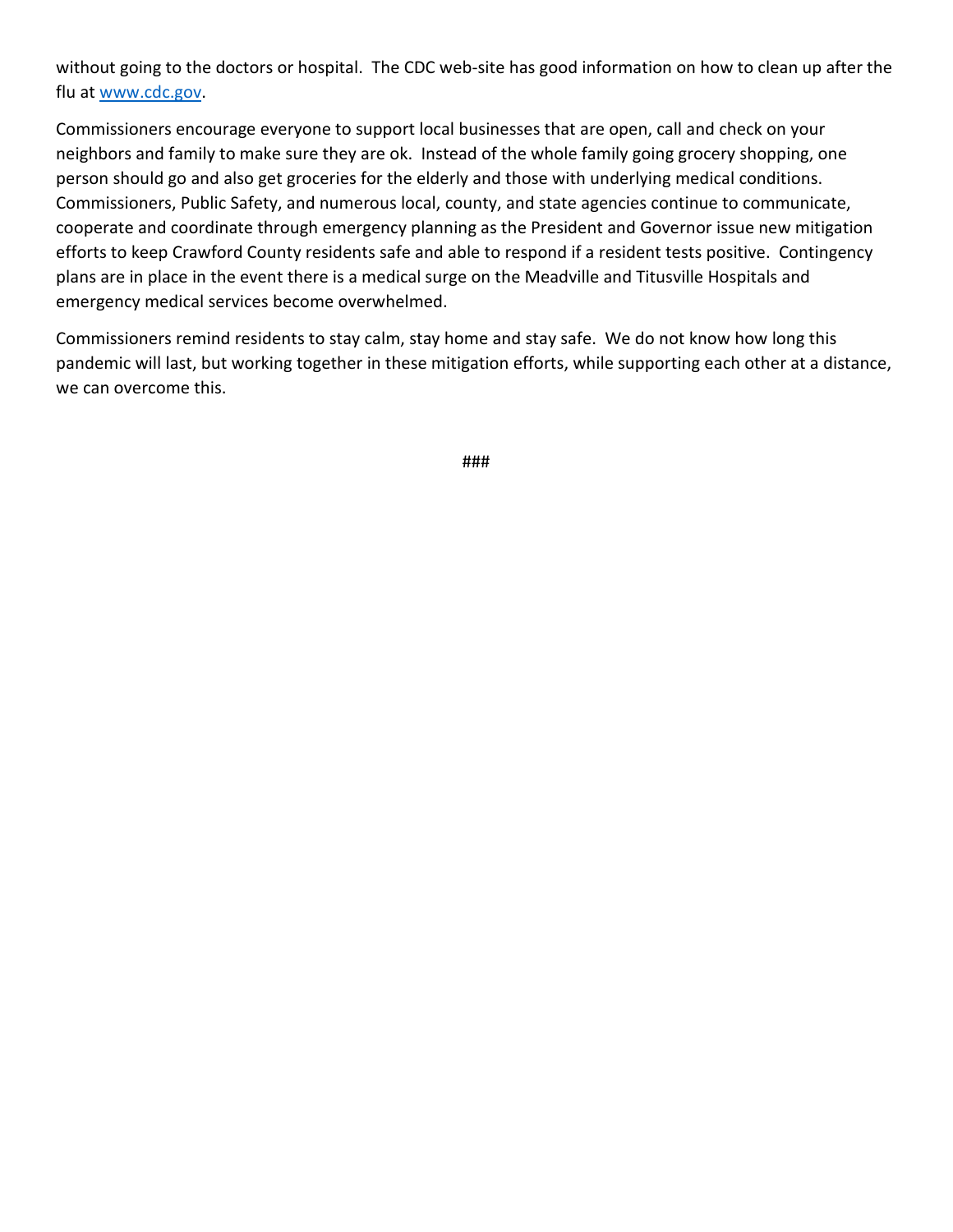without going to the doctors or hospital. The CDC web-site has good information on how to clean up after the flu at [www.cdc.gov](http://www.cdc.gov).

Commissioners encourage everyone to support local businesses that are open, call and check on your neighbors and family to make sure they are ok. Instead of the whole family going grocery shopping, one person should go and also get groceries for the elderly and those with underlying medical conditions. Commissioners, Public Safety, and numerous local, county, and state agencies continue to communicate, cooperate and coordinate through emergency planning as the President and Governor issue new mitigation efforts to keep Crawford County residents safe and able to respond if a resident tests positive. Contingency plans are in place in the event there is a medical surge on the Meadville and Titusville Hospitals and emergency medical services become overwhelmed.

Commissioners remind residents to stay calm, stay home and stay safe. We do not know how long this pandemic will last, but working together in these mitigation efforts, while supporting each other at a distance, we can overcome this.

###